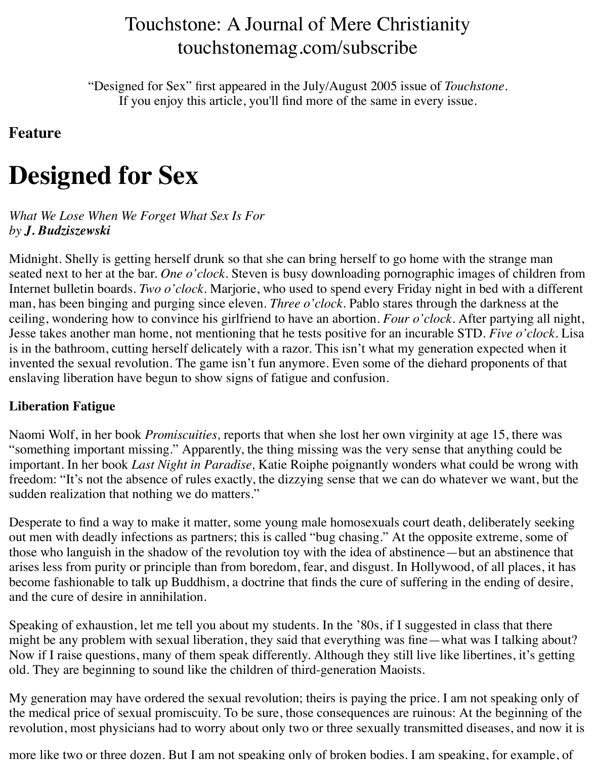Touchstone: A Journal of Mere Christianity
touchstonemag.com/subscribe

"Designed for Sex" first appeared in the July/August 2005 issue of *Touchstone*.
If you enjoy this article, you'll find more of the same in every issue.

**Feature**

# Designed for Sex

*What We Lose When We Forget What Sex Is For*
by ***J. Budziszewski***

Midnight. Shelly is getting herself drunk so that she can bring herself to go home with the strange man seated next to her at the bar. *One o'clock*. Steven is busy downloading pornographic images of children from Internet bulletin boards. *Two o'clock*. Marjorie, who used to spend every Friday night in bed with a different man, has been binging and purging since eleven. *Three o'clock*. Pablo stares through the darkness at the ceiling, wondering how to convince his girlfriend to have an abortion. *Four o'clock*. After partying all night, Jesse takes another man home, not mentioning that he tests positive for an incurable STD. *Five o'clock*. Lisa is in the bathroom, cutting herself delicately with a razor. This isn't what my generation expected when it invented the sexual revolution. The game isn't fun anymore. Even some of the diehard proponents of that enslaving liberation have begun to show signs of fatigue and confusion.

### Liberation Fatigue

Naomi Wolf, in her book *Promiscuities,* reports that when she lost her own virginity at age 15, there was "something important missing." Apparently, the thing missing was the very sense that anything could be important. In her book *Last Night in Paradise,* Katie Roiphe poignantly wonders what could be wrong with freedom: "It's not the absence of rules exactly, the dizzying sense that we can do whatever we want, but the sudden realization that nothing we do matters."

Desperate to find a way to make it matter, some young male homosexuals court death, deliberately seeking out men with deadly infections as partners; this is called "bug chasing." At the opposite extreme, some of those who languish in the shadow of the revolution toy with the idea of abstinence—but an abstinence that arises less from purity or principle than from boredom, fear, and disgust. In Hollywood, of all places, it has become fashionable to talk up Buddhism, a doctrine that finds the cure of suffering in the ending of desire, and the cure of desire in annihilation.

Speaking of exhaustion, let me tell you about my students. In the '80s, if I suggested in class that there might be any problem with sexual liberation, they said that everything was fine—what was I talking about? Now if I raise questions, many of them speak differently. Although they still live like libertines, it's getting old. They are beginning to sound like the children of third-generation Maoists.

My generation may have ordered the sexual revolution; theirs is paying the price. I am not speaking only of the medical price of sexual promiscuity. To be sure, those consequences are ruinous: At the beginning of the revolution, most physicians had to worry about only two or three sexually transmitted diseases, and now it is

more like two or three dozen. But I am not speaking only of broken bodies. I am speaking, for example, of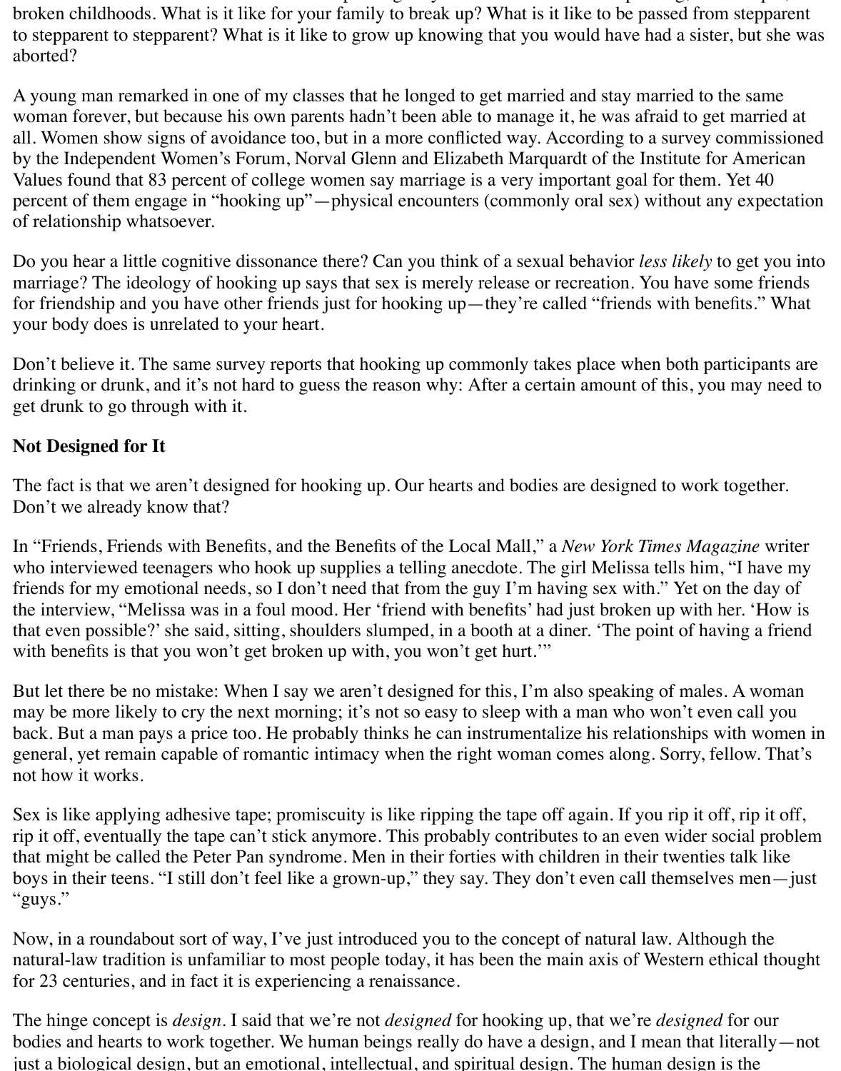broken childhoods. What is it like for your family to break up? What is it like to be passed from stepparent to stepparent to stepparent? What is it like to grow up knowing that you would have had a sister, but she was aborted?

A young man remarked in one of my classes that he longed to get married and stay married to the same woman forever, but because his own parents hadn't been able to manage it, he was afraid to get married at all. Women show signs of avoidance too, but in a more conflicted way. According to a survey commissioned by the Independent Women's Forum, Norval Glenn and Elizabeth Marquardt of the Institute for American Values found that 83 percent of college women say marriage is a very important goal for them. Yet 40 percent of them engage in "hooking up"—physical encounters (commonly oral sex) without any expectation of relationship whatsoever.

Do you hear a little cognitive dissonance there? Can you think of a sexual behavior *less likely* to get you into marriage? The ideology of hooking up says that sex is merely release or recreation. You have some friends for friendship and you have other friends just for hooking up—they're called "friends with benefits." What your body does is unrelated to your heart.

Don't believe it. The same survey reports that hooking up commonly takes place when both participants are drinking or drunk, and it's not hard to guess the reason why: After a certain amount of this, you may need to get drunk to go through with it.

**Not Designed for It**

The fact is that we aren't designed for hooking up. Our hearts and bodies are designed to work together. Don't we already know that?

In "Friends, Friends with Benefits, and the Benefits of the Local Mall," a *New York Times Magazine* writer who interviewed teenagers who hook up supplies a telling anecdote. The girl Melissa tells him, "I have my friends for my emotional needs, so I don't need that from the guy I'm having sex with." Yet on the day of the interview, "Melissa was in a foul mood. Her 'friend with benefits' had just broken up with her. 'How is that even possible?' she said, sitting, shoulders slumped, in a booth at a diner. 'The point of having a friend with benefits is that you won't get broken up with, you won't get hurt.'"

But let there be no mistake: When I say we aren't designed for this, I'm also speaking of males. A woman may be more likely to cry the next morning; it's not so easy to sleep with a man who won't even call you back. But a man pays a price too. He probably thinks he can instrumentalize his relationships with women in general, yet remain capable of romantic intimacy when the right woman comes along. Sorry, fellow. That's not how it works.

Sex is like applying adhesive tape; promiscuity is like ripping the tape off again. If you rip it off, rip it off, rip it off, eventually the tape can't stick anymore. This probably contributes to an even wider social problem that might be called the Peter Pan syndrome. Men in their forties with children in their twenties talk like boys in their teens. "I still don't feel like a grown-up," they say. They don't even call themselves men—just "guys."

Now, in a roundabout sort of way, I've just introduced you to the concept of natural law. Although the natural-law tradition is unfamiliar to most people today, it has been the main axis of Western ethical thought for 23 centuries, and in fact it is experiencing a renaissance.

The hinge concept is *design*. I said that we're not *designed* for hooking up, that we're *designed* for our bodies and hearts to work together. We human beings really do have a design, and I mean that literally—not just a biological design, but an emotional, intellectual, and spiritual design. The human design is the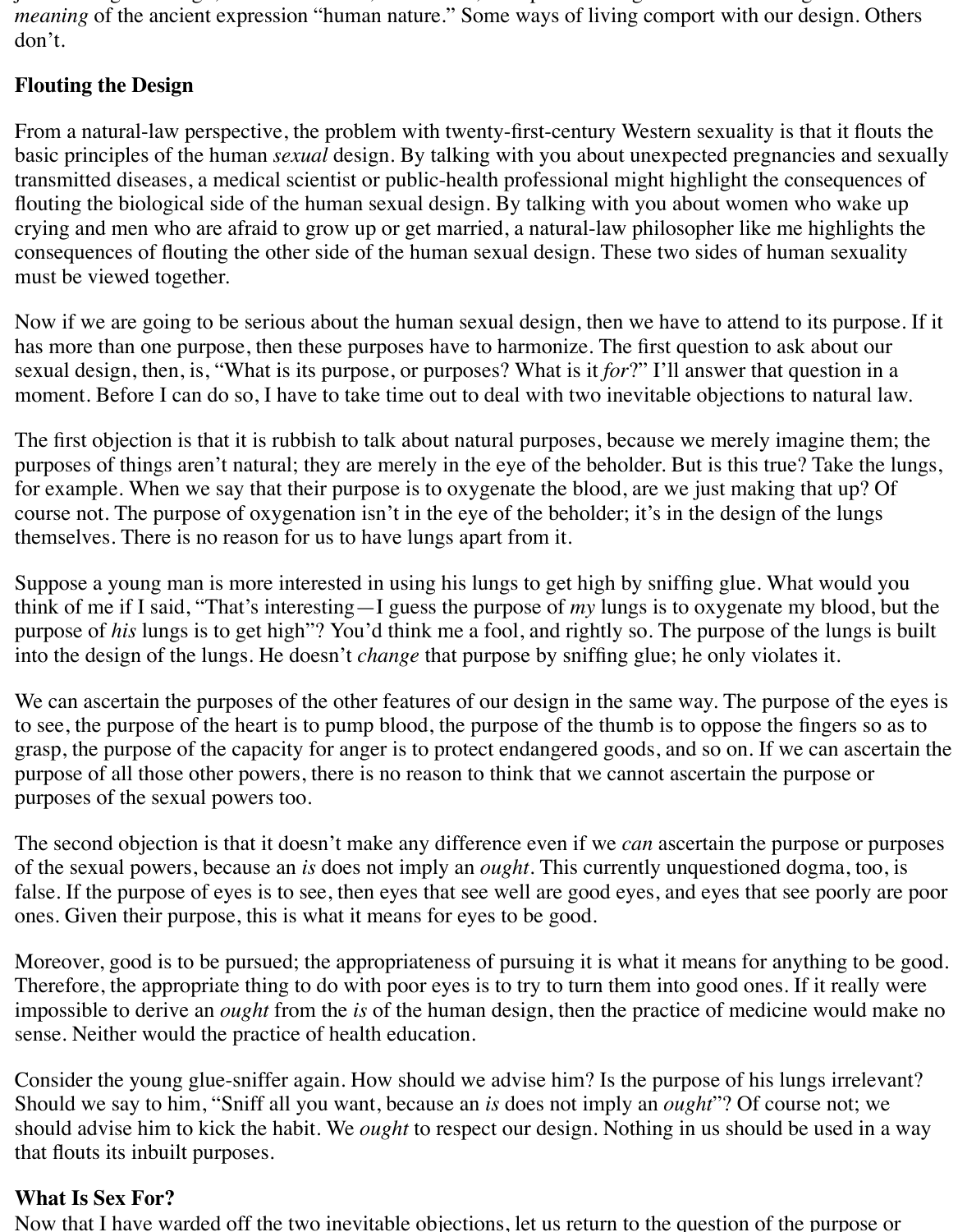*meaning* of the ancient expression "human nature." Some ways of living comport with our design. Others don't.

**Flouting the Design**

From a natural-law perspective, the problem with twenty-first-century Western sexuality is that it flouts the basic principles of the human *sexual* design. By talking with you about unexpected pregnancies and sexually transmitted diseases, a medical scientist or public-health professional might highlight the consequences of flouting the biological side of the human sexual design. By talking with you about women who wake up crying and men who are afraid to grow up or get married, a natural-law philosopher like me highlights the consequences of flouting the other side of the human sexual design. These two sides of human sexuality must be viewed together.

Now if we are going to be serious about the human sexual design, then we have to attend to its purpose. If it has more than one purpose, then these purposes have to harmonize. The first question to ask about our sexual design, then, is, "What is its purpose, or purposes? What is it *for*?" I'll answer that question in a moment. Before I can do so, I have to take time out to deal with two inevitable objections to natural law.

The first objection is that it is rubbish to talk about natural purposes, because we merely imagine them; the purposes of things aren't natural; they are merely in the eye of the beholder. But is this true? Take the lungs, for example. When we say that their purpose is to oxygenate the blood, are we just making that up? Of course not. The purpose of oxygenation isn't in the eye of the beholder; it's in the design of the lungs themselves. There is no reason for us to have lungs apart from it.

Suppose a young man is more interested in using his lungs to get high by sniffing glue. What would you think of me if I said, "That's interesting—I guess the purpose of *my* lungs is to oxygenate my blood, but the purpose of *his* lungs is to get high"? You'd think me a fool, and rightly so. The purpose of the lungs is built into the design of the lungs. He doesn't *change* that purpose by sniffing glue; he only violates it.

We can ascertain the purposes of the other features of our design in the same way. The purpose of the eyes is to see, the purpose of the heart is to pump blood, the purpose of the thumb is to oppose the fingers so as to grasp, the purpose of the capacity for anger is to protect endangered goods, and so on. If we can ascertain the purpose of all those other powers, there is no reason to think that we cannot ascertain the purpose or purposes of the sexual powers too.

The second objection is that it doesn't make any difference even if we *can* ascertain the purpose or purposes of the sexual powers, because an *is* does not imply an *ought*. This currently unquestioned dogma, too, is false. If the purpose of eyes is to see, then eyes that see well are good eyes, and eyes that see poorly are poor ones. Given their purpose, this is what it means for eyes to be good.

Moreover, good is to be pursued; the appropriateness of pursuing it is what it means for anything to be good. Therefore, the appropriate thing to do with poor eyes is to try to turn them into good ones. If it really were impossible to derive an *ought* from the *is* of the human design, then the practice of medicine would make no sense. Neither would the practice of health education.

Consider the young glue-sniffer again. How should we advise him? Is the purpose of his lungs irrelevant? Should we say to him, "Sniff all you want, because an *is* does not imply an *ought*"? Of course not; we should advise him to kick the habit. We *ought* to respect our design. Nothing in us should be used in a way that flouts its inbuilt purposes.

**What Is Sex For?**

Now that I have warded off the two inevitable objections, let us return to the question of the purpose or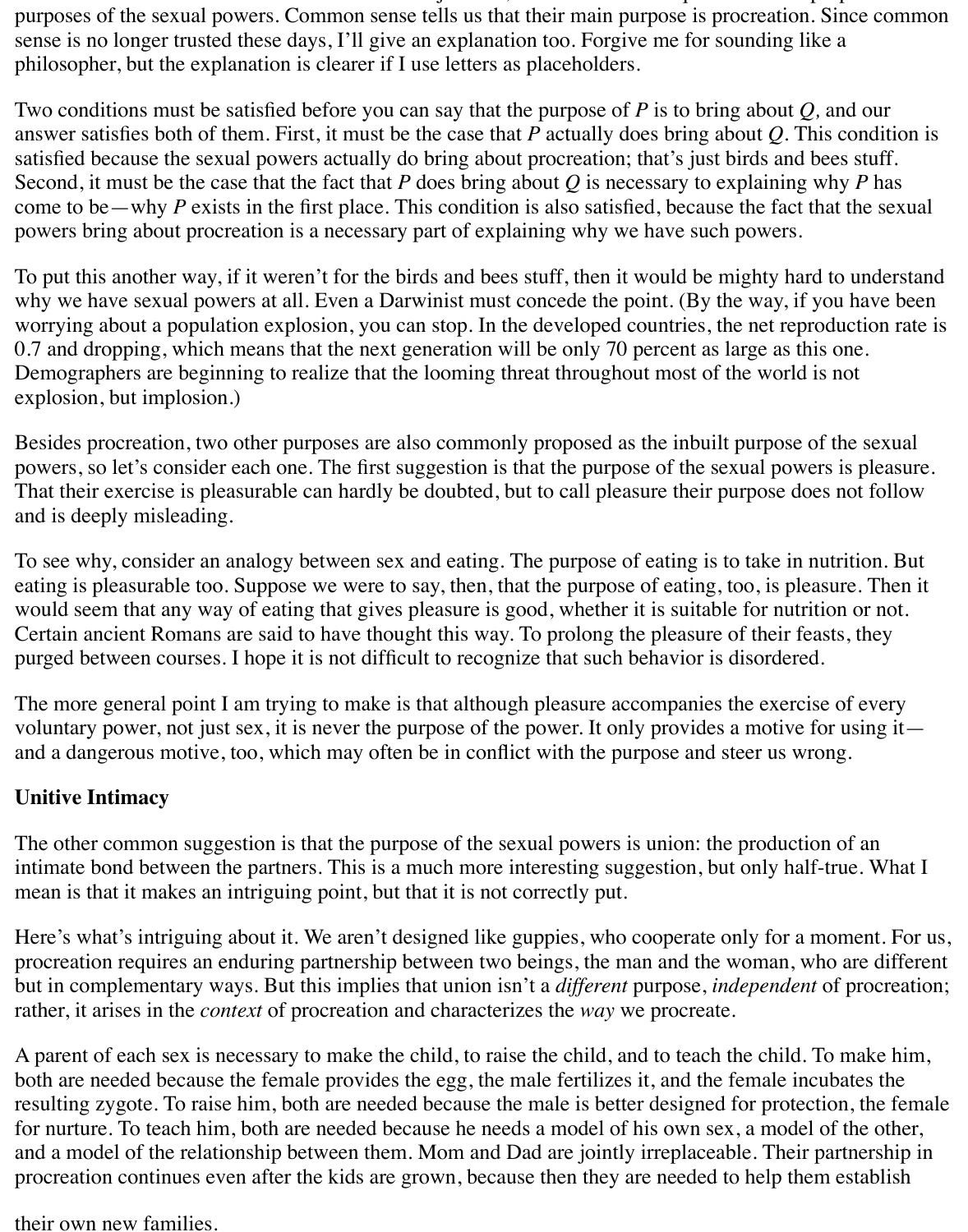purposes of the sexual powers. Common sense tells us that their main purpose is procreation. Since common sense is no longer trusted these days, I'll give an explanation too. Forgive me for sounding like a philosopher, but the explanation is clearer if I use letters as placeholders.

Two conditions must be satisfied before you can say that the purpose of *P* is to bring about *Q*, and our answer satisfies both of them. First, it must be the case that *P* actually does bring about *Q*. This condition is satisfied because the sexual powers actually do bring about procreation; that's just birds and bees stuff. Second, it must be the case that the fact that *P* does bring about *Q* is necessary to explaining why *P* has come to be—why *P* exists in the first place. This condition is also satisfied, because the fact that the sexual powers bring about procreation is a necessary part of explaining why we have such powers.

To put this another way, if it weren't for the birds and bees stuff, then it would be mighty hard to understand why we have sexual powers at all. Even a Darwinist must concede the point. (By the way, if you have been worrying about a population explosion, you can stop. In the developed countries, the net reproduction rate is 0.7 and dropping, which means that the next generation will be only 70 percent as large as this one. Demographers are beginning to realize that the looming threat throughout most of the world is not explosion, but implosion.)

Besides procreation, two other purposes are also commonly proposed as the inbuilt purpose of the sexual powers, so let's consider each one. The first suggestion is that the purpose of the sexual powers is pleasure. That their exercise is pleasurable can hardly be doubted, but to call pleasure their purpose does not follow and is deeply misleading.

To see why, consider an analogy between sex and eating. The purpose of eating is to take in nutrition. But eating is pleasurable too. Suppose we were to say, then, that the purpose of eating, too, is pleasure. Then it would seem that any way of eating that gives pleasure is good, whether it is suitable for nutrition or not. Certain ancient Romans are said to have thought this way. To prolong the pleasure of their feasts, they purged between courses. I hope it is not difficult to recognize that such behavior is disordered.

The more general point I am trying to make is that although pleasure accompanies the exercise of every voluntary power, not just sex, it is never the purpose of the power. It only provides a motive for using it—and a dangerous motive, too, which may often be in conflict with the purpose and steer us wrong.

**Unitive Intimacy**

The other common suggestion is that the purpose of the sexual powers is union: the production of an intimate bond between the partners. This is a much more interesting suggestion, but only half-true. What I mean is that it makes an intriguing point, but that it is not correctly put.

Here's what's intriguing about it. We aren't designed like guppies, who cooperate only for a moment. For us, procreation requires an enduring partnership between two beings, the man and the woman, who are different but in complementary ways. But this implies that union isn't a *different* purpose, *independent* of procreation; rather, it arises in the *context* of procreation and characterizes the *way* we procreate.

A parent of each sex is necessary to make the child, to raise the child, and to teach the child. To make him, both are needed because the female provides the egg, the male fertilizes it, and the female incubates the resulting zygote. To raise him, both are needed because the male is better designed for protection, the female for nurture. To teach him, both are needed because he needs a model of his own sex, a model of the other, and a model of the relationship between them. Mom and Dad are jointly irreplaceable. Their partnership in procreation continues even after the kids are grown, because then they are needed to help them establish their own new families.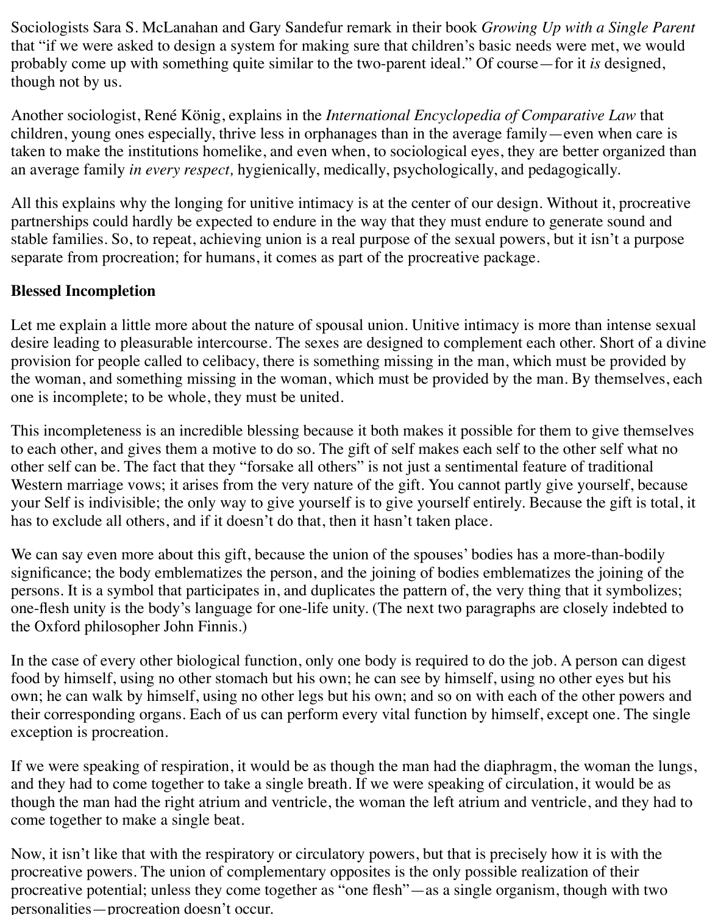Sociologists Sara S. McLanahan and Gary Sandefur remark in their book *Growing Up with a Single Parent* that "if we were asked to design a system for making sure that children's basic needs were met, we would probably come up with something quite similar to the two-parent ideal." Of course—for it *is* designed, though not by us.

Another sociologist, René König, explains in the *International Encyclopedia of Comparative Law* that children, young ones especially, thrive less in orphanages than in the average family—even when care is taken to make the institutions homelike, and even when, to sociological eyes, they are better organized than an average family *in every respect,* hygienically, medically, psychologically, and pedagogically.

All this explains why the longing for unitive intimacy is at the center of our design. Without it, procreative partnerships could hardly be expected to endure in the way that they must endure to generate sound and stable families. So, to repeat, achieving union is a real purpose of the sexual powers, but it isn't a purpose separate from procreation; for humans, it comes as part of the procreative package.

**Blessed Incompletion**

Let me explain a little more about the nature of spousal union. Unitive intimacy is more than intense sexual desire leading to pleasurable intercourse. The sexes are designed to complement each other. Short of a divine provision for people called to celibacy, there is something missing in the man, which must be provided by the woman, and something missing in the woman, which must be provided by the man. By themselves, each one is incomplete; to be whole, they must be united.

This incompleteness is an incredible blessing because it both makes it possible for them to give themselves to each other, and gives them a motive to do so. The gift of self makes each self to the other self what no other self can be. The fact that they "forsake all others" is not just a sentimental feature of traditional Western marriage vows; it arises from the very nature of the gift. You cannot partly give yourself, because your Self is indivisible; the only way to give yourself is to give yourself entirely. Because the gift is total, it has to exclude all others, and if it doesn't do that, then it hasn't taken place.

We can say even more about this gift, because the union of the spouses' bodies has a more-than-bodily significance; the body emblematizes the person, and the joining of bodies emblematizes the joining of the persons. It is a symbol that participates in, and duplicates the pattern of, the very thing that it symbolizes; one-flesh unity is the body's language for one-life unity. (The next two paragraphs are closely indebted to the Oxford philosopher John Finnis.)

In the case of every other biological function, only one body is required to do the job. A person can digest food by himself, using no other stomach but his own; he can see by himself, using no other eyes but his own; he can walk by himself, using no other legs but his own; and so on with each of the other powers and their corresponding organs. Each of us can perform every vital function by himself, except one. The single exception is procreation.

If we were speaking of respiration, it would be as though the man had the diaphragm, the woman the lungs, and they had to come together to take a single breath. If we were speaking of circulation, it would be as though the man had the right atrium and ventricle, the woman the left atrium and ventricle, and they had to come together to make a single beat.

Now, it isn't like that with the respiratory or circulatory powers, but that is precisely how it is with the procreative powers. The union of complementary opposites is the only possible realization of their procreative potential; unless they come together as "one flesh"—as a single organism, though with two personalities—procreation doesn't occur.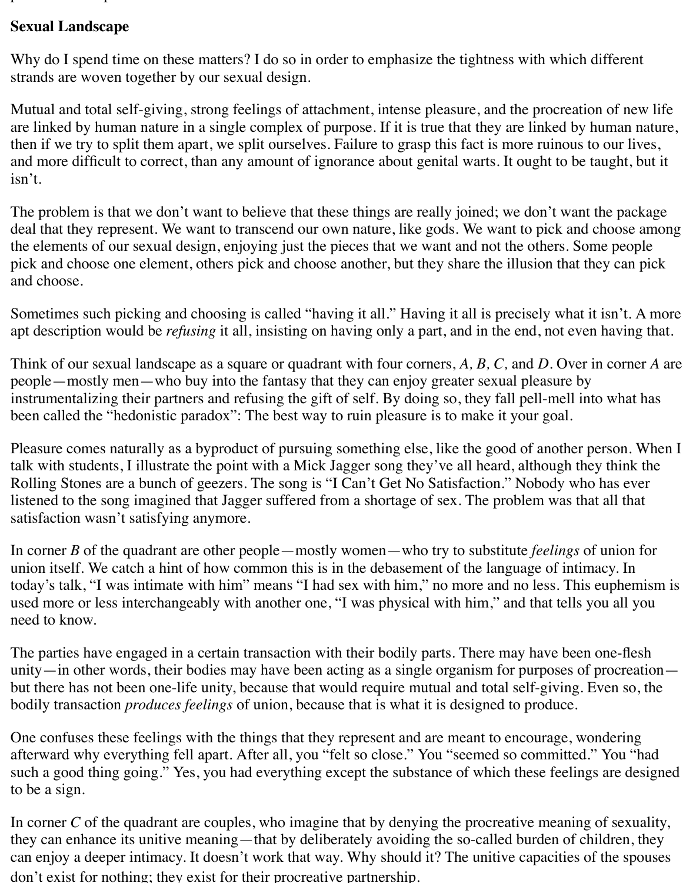**Sexual Landscape**

Why do I spend time on these matters? I do so in order to emphasize the tightness with which different strands are woven together by our sexual design.

Mutual and total self-giving, strong feelings of attachment, intense pleasure, and the procreation of new life are linked by human nature in a single complex of purpose. If it is true that they are linked by human nature, then if we try to split them apart, we split ourselves. Failure to grasp this fact is more ruinous to our lives, and more difficult to correct, than any amount of ignorance about genital warts. It ought to be taught, but it isn't.

The problem is that we don't want to believe that these things are really joined; we don't want the package deal that they represent. We want to transcend our own nature, like gods. We want to pick and choose among the elements of our sexual design, enjoying just the pieces that we want and not the others. Some people pick and choose one element, others pick and choose another, but they share the illusion that they can pick and choose.

Sometimes such picking and choosing is called "having it all." Having it all is precisely what it isn't. A more apt description would be *refusing* it all, insisting on having only a part, and in the end, not even having that.

Think of our sexual landscape as a square or quadrant with four corners, *A, B, C,* and *D*. Over in corner *A* are people—mostly men—who buy into the fantasy that they can enjoy greater sexual pleasure by instrumentalizing their partners and refusing the gift of self. By doing so, they fall pell-mell into what has been called the "hedonistic paradox": The best way to ruin pleasure is to make it your goal.

Pleasure comes naturally as a byproduct of pursuing something else, like the good of another person. When I talk with students, I illustrate the point with a Mick Jagger song they've all heard, although they think the Rolling Stones are a bunch of geezers. The song is "I Can't Get No Satisfaction." Nobody who has ever listened to the song imagined that Jagger suffered from a shortage of sex. The problem was that all that satisfaction wasn't satisfying anymore.

In corner *B* of the quadrant are other people—mostly women—who try to substitute *feelings* of union for union itself. We catch a hint of how common this is in the debasement of the language of intimacy. In today's talk, "I was intimate with him" means "I had sex with him," no more and no less. This euphemism is used more or less interchangeably with another one, "I was physical with him," and that tells you all you need to know.

The parties have engaged in a certain transaction with their bodily parts. There may have been one-flesh unity—in other words, their bodies may have been acting as a single organism for purposes of procreation—but there has not been one-life unity, because that would require mutual and total self-giving. Even so, the bodily transaction *produces feelings* of union, because that is what it is designed to produce.

One confuses these feelings with the things that they represent and are meant to encourage, wondering afterward why everything fell apart. After all, you "felt so close." You "seemed so committed." You "had such a good thing going." Yes, you had everything except the substance of which these feelings are designed to be a sign.

In corner *C* of the quadrant are couples, who imagine that by denying the procreative meaning of sexuality, they can enhance its unitive meaning—that by deliberately avoiding the so-called burden of children, they can enjoy a deeper intimacy. It doesn't work that way. Why should it? The unitive capacities of the spouses don't exist for nothing; they exist for their procreative partnership.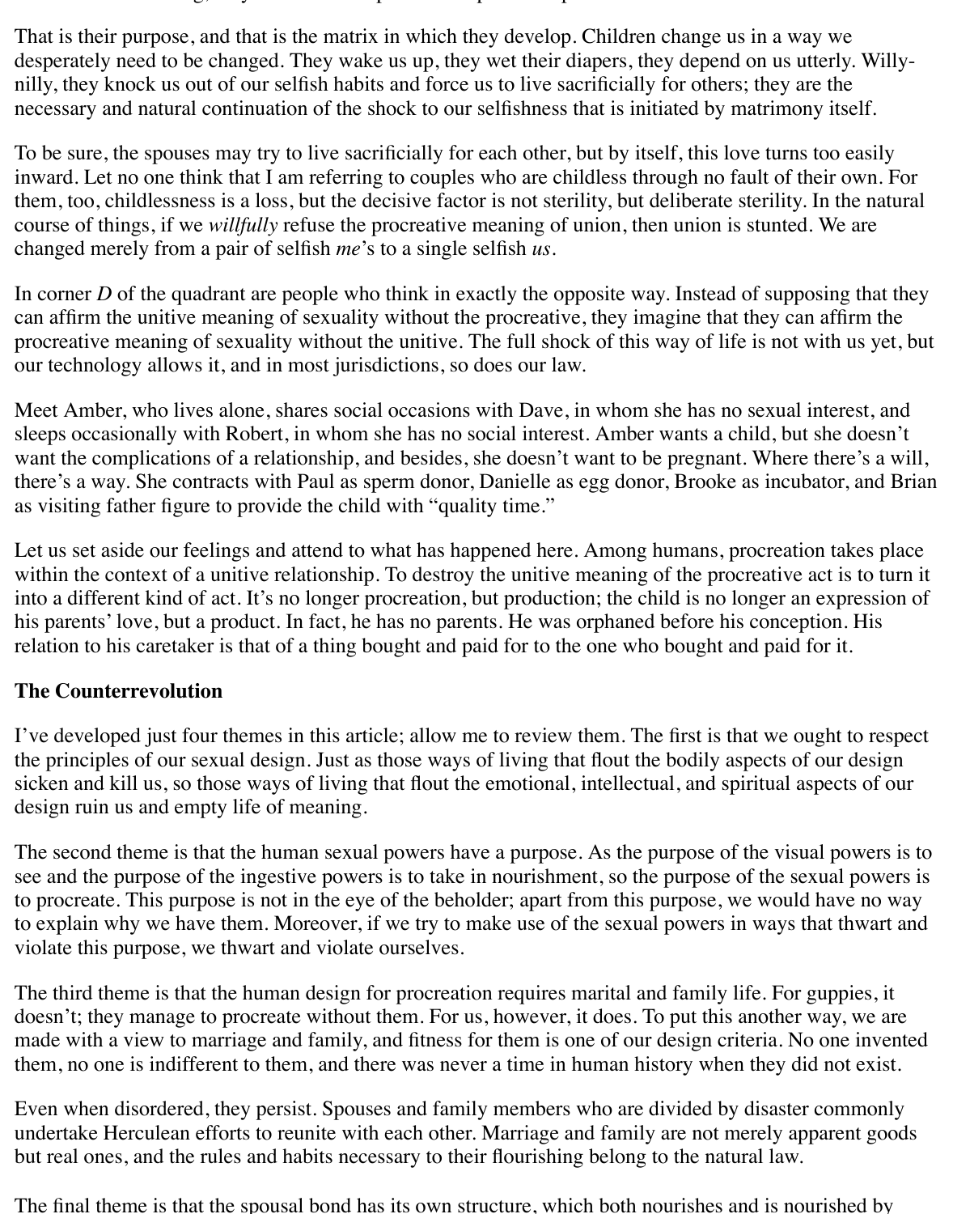That is their purpose, and that is the matrix in which they develop. Children change us in a way we desperately need to be changed. They wake us up, they wet their diapers, they depend on us utterly. Willy-nilly, they knock us out of our selfish habits and force us to live sacrificially for others; they are the necessary and natural continuation of the shock to our selfishness that is initiated by matrimony itself.

To be sure, the spouses may try to live sacrificially for each other, but by itself, this love turns too easily inward. Let no one think that I am referring to couples who are childless through no fault of their own. For them, too, childlessness is a loss, but the decisive factor is not sterility, but deliberate sterility. In the natural course of things, if we *willfully* refuse the procreative meaning of union, then union is stunted. We are changed merely from a pair of selfish *me*'s to a single selfish *us*.

In corner *D* of the quadrant are people who think in exactly the opposite way. Instead of supposing that they can affirm the unitive meaning of sexuality without the procreative, they imagine that they can affirm the procreative meaning of sexuality without the unitive. The full shock of this way of life is not with us yet, but our technology allows it, and in most jurisdictions, so does our law.

Meet Amber, who lives alone, shares social occasions with Dave, in whom she has no sexual interest, and sleeps occasionally with Robert, in whom she has no social interest. Amber wants a child, but she doesn't want the complications of a relationship, and besides, she doesn't want to be pregnant. Where there's a will, there's a way. She contracts with Paul as sperm donor, Danielle as egg donor, Brooke as incubator, and Brian as visiting father figure to provide the child with "quality time."

Let us set aside our feelings and attend to what has happened here. Among humans, procreation takes place within the context of a unitive relationship. To destroy the unitive meaning of the procreative act is to turn it into a different kind of act. It's no longer procreation, but production; the child is no longer an expression of his parents' love, but a product. In fact, he has no parents. He was orphaned before his conception. His relation to his caretaker is that of a thing bought and paid for to the one who bought and paid for it.

## The Counterrevolution

I've developed just four themes in this article; allow me to review them. The first is that we ought to respect the principles of our sexual design. Just as those ways of living that flout the bodily aspects of our design sicken and kill us, so those ways of living that flout the emotional, intellectual, and spiritual aspects of our design ruin us and empty life of meaning.

The second theme is that the human sexual powers have a purpose. As the purpose of the visual powers is to see and the purpose of the ingestive powers is to take in nourishment, so the purpose of the sexual powers is to procreate. This purpose is not in the eye of the beholder; apart from this purpose, we would have no way to explain why we have them. Moreover, if we try to make use of the sexual powers in ways that thwart and violate this purpose, we thwart and violate ourselves.

The third theme is that the human design for procreation requires marital and family life. For guppies, it doesn't; they manage to procreate without them. For us, however, it does. To put this another way, we are made with a view to marriage and family, and fitness for them is one of our design criteria. No one invented them, no one is indifferent to them, and there was never a time in human history when they did not exist.

Even when disordered, they persist. Spouses and family members who are divided by disaster commonly undertake Herculean efforts to reunite with each other. Marriage and family are not merely apparent goods but real ones, and the rules and habits necessary to their flourishing belong to the natural law.

The final theme is that the spousal bond has its own structure, which both nourishes and is nourished by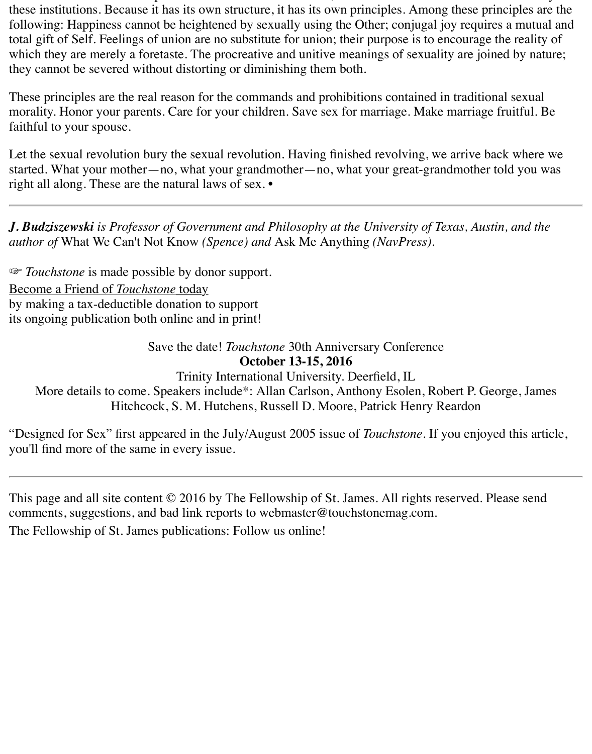these institutions. Because it has its own structure, it has its own principles. Among these principles are the following: Happiness cannot be heightened by sexually using the Other; conjugal joy requires a mutual and total gift of Self. Feelings of union are no substitute for union; their purpose is to encourage the reality of which they are merely a foretaste. The procreative and unitive meanings of sexuality are joined by nature; they cannot be severed without distorting or diminishing them both.

These principles are the real reason for the commands and prohibitions contained in traditional sexual morality. Honor your parents. Care for your children. Save sex for marriage. Make marriage fruitful. Be faithful to your spouse.

Let the sexual revolution bury the sexual revolution. Having finished revolving, we arrive back where we started. What your mother—no, what your grandmother—no, what your great-grandmother told you was right all along. These are the natural laws of sex. •

---

***J. Budziszewski*** *is Professor of Government and Philosophy at the University of Texas, Austin, and the author of* What We Can't Not Know *(Spence) and* Ask Me Anything *(NavPress).*

☞ *Touchstone* is made possible by donor support.
Become a Friend of *Touchstone* today
by making a tax-deductible donation to support
its ongoing publication both online and in print!

Save the date! *Touchstone* 30th Anniversary Conference
**October 13-15, 2016**
Trinity International University. Deerfield, IL
More details to come. Speakers include*: Allan Carlson, Anthony Esolen, Robert P. George, James Hitchcock, S. M. Hutchens, Russell D. Moore, Patrick Henry Reardon

"Designed for Sex" first appeared in the July/August 2005 issue of *Touchstone*. If you enjoyed this article, you'll find more of the same in every issue.

---

This page and all site content © 2016 by The Fellowship of St. James. All rights reserved. Please send comments, suggestions, and bad link reports to webmaster@touchstonemag.com.

The Fellowship of St. James publications: Follow us online!